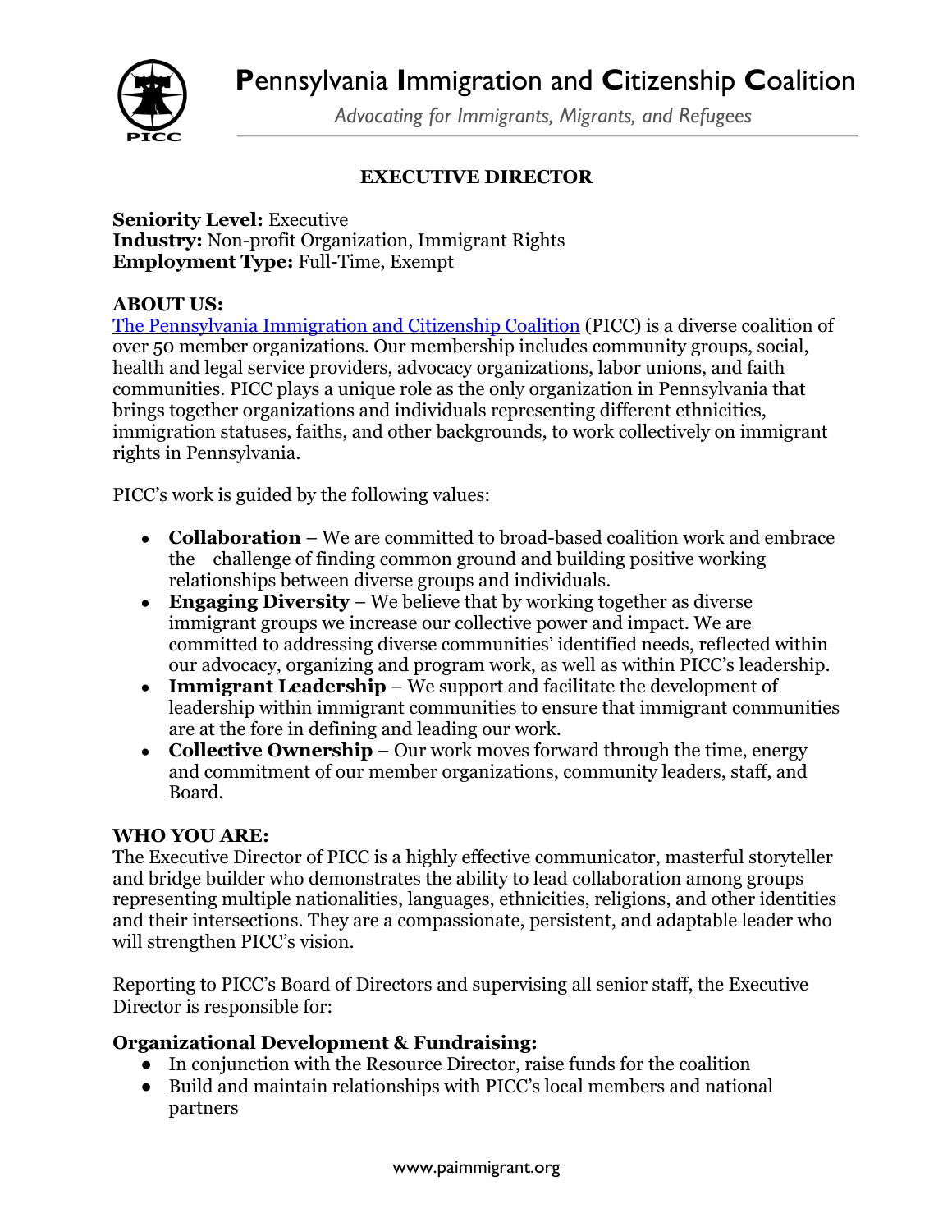# **P**ennsylvania **I**mmigration and **C**itizenship **C**oalition

*Advocating for Immigrants, Migrants, and Refugees*

## EXECUTIVE DIRECTOR

**Seniority Level:** Executive
**Industry:** Non-profit Organization, Immigrant Rights
**Employment Type:** Full-Time, Exempt

### ABOUT US:

The Pennsylvania Immigration and Citizenship Coalition (PICC) is a diverse coalition of over 50 member organizations. Our membership includes community groups, social, health and legal service providers, advocacy organizations, labor unions, and faith communities. PICC plays a unique role as the only organization in Pennsylvania that brings together organizations and individuals representing different ethnicities, immigration statuses, faiths, and other backgrounds, to work collectively on immigrant rights in Pennsylvania.

PICC's work is guided by the following values:

- **Collaboration** – We are committed to broad-based coalition work and embrace the challenge of finding common ground and building positive working relationships between diverse groups and individuals.
- **Engaging Diversity** – We believe that by working together as diverse immigrant groups we increase our collective power and impact. We are committed to addressing diverse communities' identified needs, reflected within our advocacy, organizing and program work, as well as within PICC's leadership.
- **Immigrant Leadership** – We support and facilitate the development of leadership within immigrant communities to ensure that immigrant communities are at the fore in defining and leading our work.
- **Collective Ownership** – Our work moves forward through the time, energy and commitment of our member organizations, community leaders, staff, and Board.

### WHO YOU ARE:

The Executive Director of PICC is a highly effective communicator, masterful storyteller and bridge builder who demonstrates the ability to lead collaboration among groups representing multiple nationalities, languages, ethnicities, religions, and other identities and their intersections. They are a compassionate, persistent, and adaptable leader who will strengthen PICC's vision.

Reporting to PICC's Board of Directors and supervising all senior staff, the Executive Director is responsible for:

#### Organizational Development & Fundraising:

- In conjunction with the Resource Director, raise funds for the coalition
- Build and maintain relationships with PICC's local members and national partners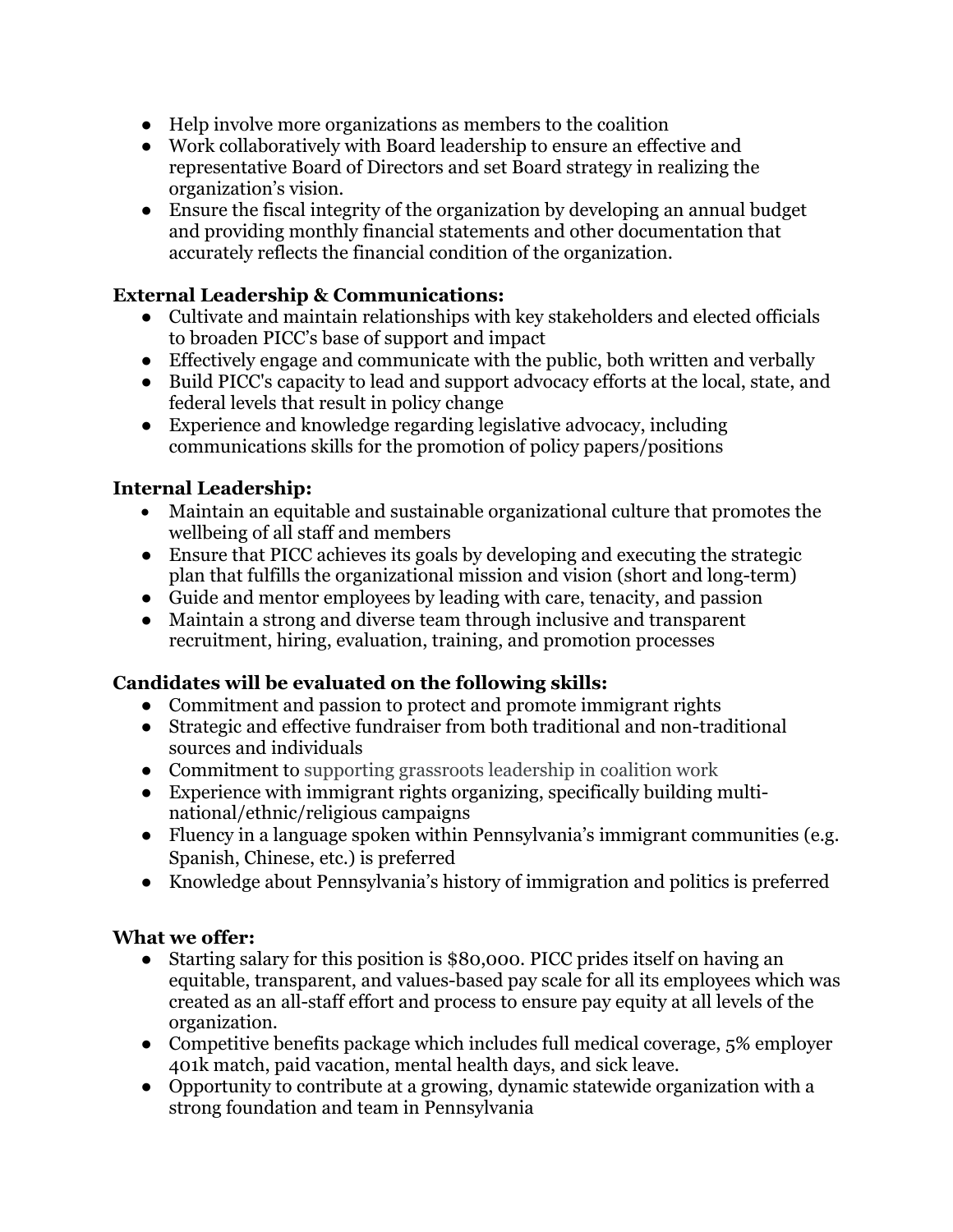- Help involve more organizations as members to the coalition
- Work collaboratively with Board leadership to ensure an effective and representative Board of Directors and set Board strategy in realizing the organization's vision.
- Ensure the fiscal integrity of the organization by developing an annual budget and providing monthly financial statements and other documentation that accurately reflects the financial condition of the organization.

**External Leadership & Communications:**

- Cultivate and maintain relationships with key stakeholders and elected officials to broaden PICC's base of support and impact
- Effectively engage and communicate with the public, both written and verbally
- Build PICC's capacity to lead and support advocacy efforts at the local, state, and federal levels that result in policy change
- Experience and knowledge regarding legislative advocacy, including communications skills for the promotion of policy papers/positions

**Internal Leadership:**

- Maintain an equitable and sustainable organizational culture that promotes the wellbeing of all staff and members
- Ensure that PICC achieves its goals by developing and executing the strategic plan that fulfills the organizational mission and vision (short and long-term)
- Guide and mentor employees by leading with care, tenacity, and passion
- Maintain a strong and diverse team through inclusive and transparent recruitment, hiring, evaluation, training, and promotion processes

**Candidates will be evaluated on the following skills:**

- Commitment and passion to protect and promote immigrant rights
- Strategic and effective fundraiser from both traditional and non-traditional sources and individuals
- Commitment to supporting grassroots leadership in coalition work
- Experience with immigrant rights organizing, specifically building multi-national/ethnic/religious campaigns
- Fluency in a language spoken within Pennsylvania's immigrant communities (e.g. Spanish, Chinese, etc.) is preferred
- Knowledge about Pennsylvania's history of immigration and politics is preferred

**What we offer:**

- Starting salary for this position is $80,000. PICC prides itself on having an equitable, transparent, and values-based pay scale for all its employees which was created as an all-staff effort and process to ensure pay equity at all levels of the organization.
- Competitive benefits package which includes full medical coverage, 5% employer 401k match, paid vacation, mental health days, and sick leave.
- Opportunity to contribute at a growing, dynamic statewide organization with a strong foundation and team in Pennsylvania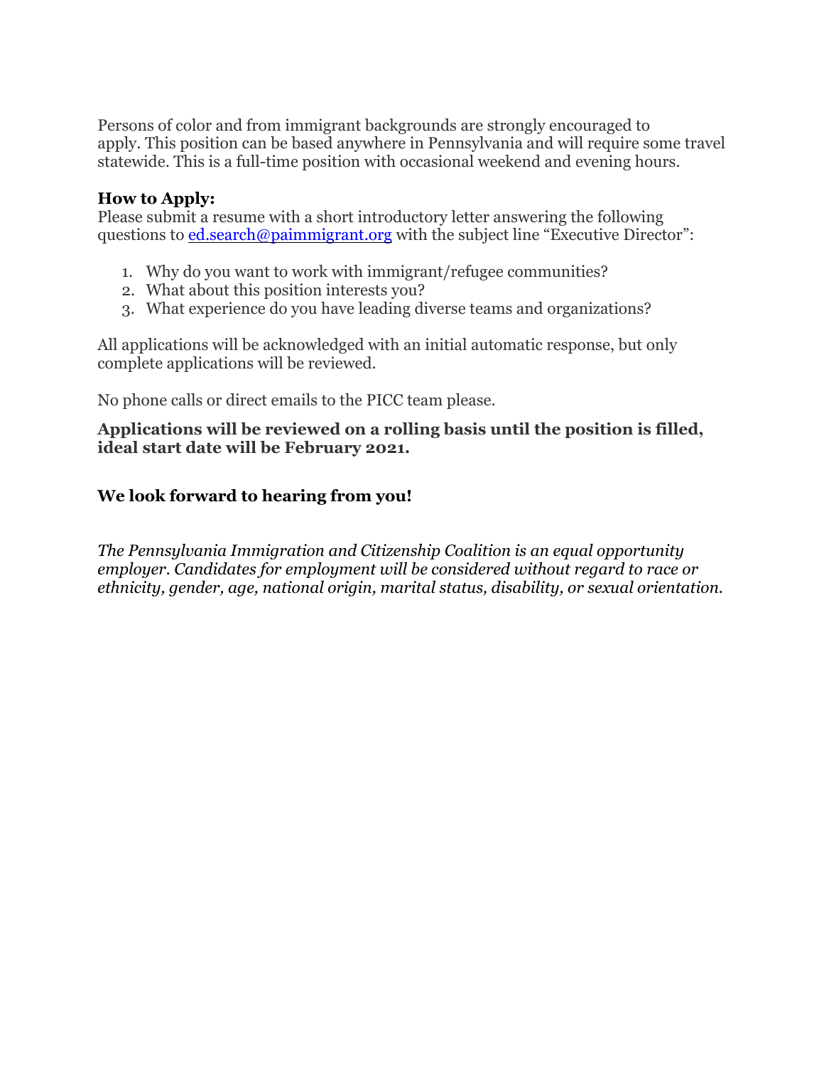Persons of color and from immigrant backgrounds are strongly encouraged to apply. This position can be based anywhere in Pennsylvania and will require some travel statewide. This is a full-time position with occasional weekend and evening hours.

**How to Apply:**
Please submit a resume with a short introductory letter answering the following questions to ed.search@paimmigrant.org with the subject line "Executive Director":

1. Why do you want to work with immigrant/refugee communities?
2. What about this position interests you?
3. What experience do you have leading diverse teams and organizations?

All applications will be acknowledged with an initial automatic response, but only complete applications will be reviewed.

No phone calls or direct emails to the PICC team please.

**Applications will be reviewed on a rolling basis until the position is filled, ideal start date will be February 2021.**

**We look forward to hearing from you!**

*The Pennsylvania Immigration and Citizenship Coalition is an equal opportunity employer. Candidates for employment will be considered without regard to race or ethnicity, gender, age, national origin, marital status, disability, or sexual orientation.*